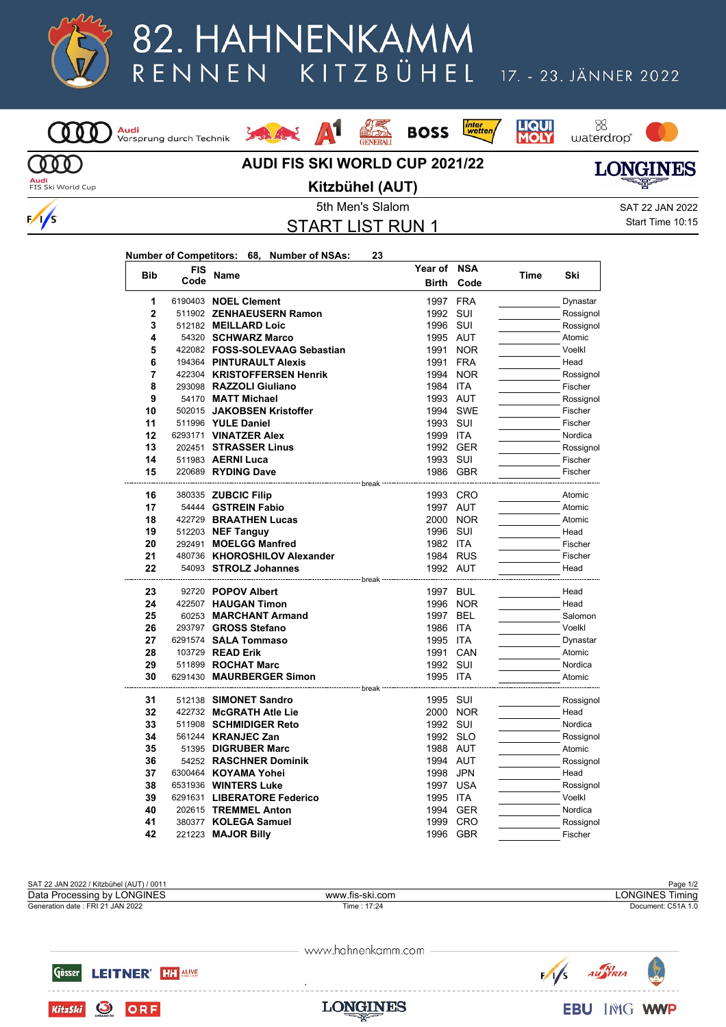# 82. HAHNENKAMM RENNEN KITZBÜHEL

17. - 23. JÄNNER 2022

## AUDI FIS SKI WORLD CUP 2021/22

## Kitzbühel (AUT)

5th Men's Slalom

## START LIST RUN 1

SAT 22 JAN 2022
Start Time 10:15

**Number of Competitors: 68, Number of NSAs: 23**

| Bib | FIS Code | Name | Year of Birth | NSA Code | Time | Ski |
|---|---|---|---|---|---|---|
| 1 | 6190403 | **NOEL Clement** | 1997 | FRA | | Dynastar |
| 2 | 511902 | **ZENHAEUSERN Ramon** | 1992 | SUI | | Rossignol |
| 3 | 512182 | **MEILLARD Loic** | 1996 | SUI | | Rossignol |
| 4 | 54320 | **SCHWARZ Marco** | 1995 | AUT | | Atomic |
| 5 | 422082 | **FOSS-SOLEVAAG Sebastian** | 1991 | NOR | | Voelkl |
| 6 | 194364 | **PINTURAULT Alexis** | 1991 | FRA | | Head |
| 7 | 422304 | **KRISTOFFERSEN Henrik** | 1994 | NOR | | Rossignol |
| 8 | 293098 | **RAZZOLI Giuliano** | 1984 | ITA | | Fischer |
| 9 | 54170 | **MATT Michael** | 1993 | AUT | | Rossignol |
| 10 | 502015 | **JAKOBSEN Kristoffer** | 1994 | SWE | | Fischer |
| 11 | 511996 | **YULE Daniel** | 1993 | SUI | | Fischer |
| 12 | 6293171 | **VINATZER Alex** | 1999 | ITA | | Nordica |
| 13 | 202451 | **STRASSER Linus** | 1992 | GER | | Rossignol |
| 14 | 511983 | **AERNI Luca** | 1993 | SUI | | Fischer |
| 15 | 220689 | **RYDING Dave** | 1986 | GBR | | Fischer |
| | | break | | | | |
| 16 | 380335 | **ZUBCIC Filip** | 1993 | CRO | | Atomic |
| 17 | 54444 | **GSTREIN Fabio** | 1997 | AUT | | Atomic |
| 18 | 422729 | **BRAATHEN Lucas** | 2000 | NOR | | Atomic |
| 19 | 512203 | **NEF Tanguy** | 1996 | SUI | | Head |
| 20 | 292491 | **MOELGG Manfred** | 1982 | ITA | | Fischer |
| 21 | 480736 | **KHOROSHILOV Alexander** | 1984 | RUS | | Fischer |
| 22 | 54093 | **STROLZ Johannes** | 1992 | AUT | | Head |
| | | break | | | | |
| 23 | 92720 | **POPOV Albert** | 1997 | BUL | | Head |
| 24 | 422507 | **HAUGAN Timon** | 1996 | NOR | | Head |
| 25 | 60253 | **MARCHANT Armand** | 1997 | BEL | | Salomon |
| 26 | 293797 | **GROSS Stefano** | 1986 | ITA | | Voelkl |
| 27 | 6291574 | **SALA Tommaso** | 1995 | ITA | | Dynastar |
| 28 | 103729 | **READ Erik** | 1991 | CAN | | Atomic |
| 29 | 511899 | **ROCHAT Marc** | 1992 | SUI | | Nordica |
| 30 | 6291430 | **MAURBERGER Simon** | 1995 | ITA | | Atomic |
| | | break | | | | |
| 31 | 512138 | **SIMONET Sandro** | 1995 | SUI | | Rossignol |
| 32 | 422732 | **McGRATH Atle Lie** | 2000 | NOR | | Head |
| 33 | 511908 | **SCHMIDIGER Reto** | 1992 | SUI | | Nordica |
| 34 | 561244 | **KRANJEC Zan** | 1992 | SLO | | Rossignol |
| 35 | 51395 | **DIGRUBER Marc** | 1988 | AUT | | Atomic |
| 36 | 54252 | **RASCHNER Dominik** | 1994 | AUT | | Rossignol |
| 37 | 6300464 | **KOYAMA Yohei** | 1998 | JPN | | Head |
| 38 | 6531936 | **WINTERS Luke** | 1997 | USA | | Rossignol |
| 39 | 6291631 | **LIBERATORE Federico** | 1995 | ITA | | Voelkl |
| 40 | 202615 | **TREMMEL Anton** | 1994 | GER | | Nordica |
| 41 | 380377 | **KOLEGA Samuel** | 1999 | CRO | | Rossignol |
| 42 | 221223 | **MAJOR Billy** | 1996 | GBR | | Fischer |

SAT 22 JAN 2022 / Kitzbühel (AUT) / 0011
Data Processing by LONGINES — www.fis-ski.com — LONGINES Timing
Generation date : FRI 21 JAN 2022 — Time : 17:24 — Document: C51A 1.0

www.hahnenkamm.com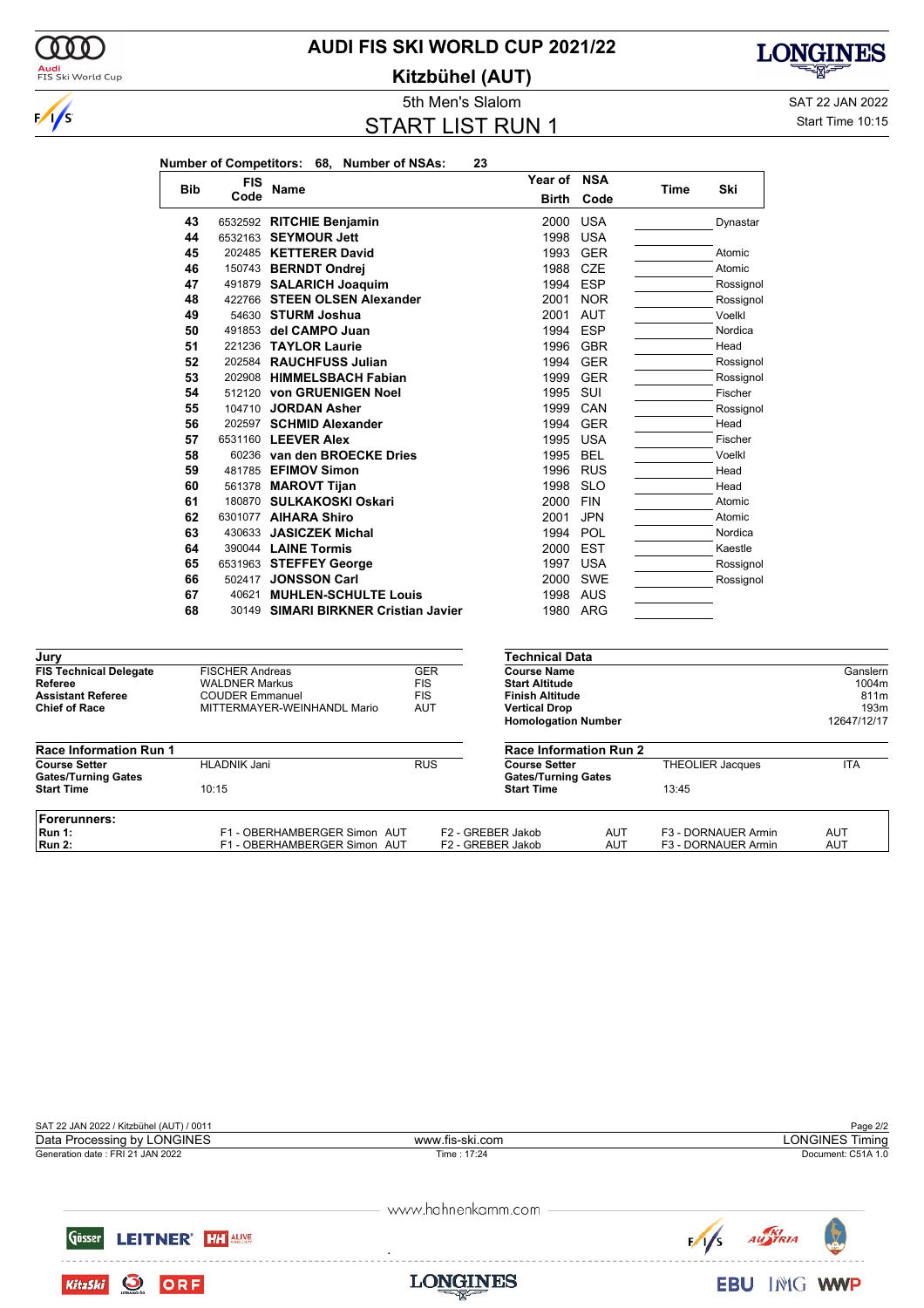# AUDI FIS SKI WORLD CUP 2021/22

## Kitzbühel (AUT)

5th Men's Slalom

SAT 22 JAN 2022

## START LIST RUN 1

Start Time 10:15

Number of Competitors: 68, Number of NSAs: 23

| Bib | FIS Code | Name | Year of Birth | NSA Code | Time | Ski |
|---|---|---|---|---|---|---|
| 43 | 6532592 | **RITCHIE Benjamin** | 2000 | USA | | Dynastar |
| 44 | 6532163 | **SEYMOUR Jett** | 1998 | USA | | |
| 45 | 202485 | **KETTERER David** | 1993 | GER | | Atomic |
| 46 | 150743 | **BERNDT Ondrej** | 1988 | CZE | | Atomic |
| 47 | 491879 | **SALARICH Joaquim** | 1994 | ESP | | Rossignol |
| 48 | 422766 | **STEEN OLSEN Alexander** | 2001 | NOR | | Rossignol |
| 49 | 54630 | **STURM Joshua** | 2001 | AUT | | Voelkl |
| 50 | 491853 | **del CAMPO Juan** | 1994 | ESP | | Nordica |
| 51 | 221236 | **TAYLOR Laurie** | 1996 | GBR | | Head |
| 52 | 202584 | **RAUCHFUSS Julian** | 1994 | GER | | Rossignol |
| 53 | 202908 | **HIMMELSBACH Fabian** | 1999 | GER | | Rossignol |
| 54 | 512120 | **von GRUENIGEN Noel** | 1995 | SUI | | Fischer |
| 55 | 104710 | **JORDAN Asher** | 1999 | CAN | | Rossignol |
| 56 | 202597 | **SCHMID Alexander** | 1994 | GER | | Head |
| 57 | 6531160 | **LEEVER Alex** | 1995 | USA | | Fischer |
| 58 | 60236 | **van den BROECKE Dries** | 1995 | BEL | | Voelkl |
| 59 | 481785 | **EFIMOV Simon** | 1996 | RUS | | Head |
| 60 | 561378 | **MAROVT Tijan** | 1998 | SLO | | Head |
| 61 | 180870 | **SULKAKOSKI Oskari** | 2000 | FIN | | Atomic |
| 62 | 6301077 | **AIHARA Shiro** | 2001 | JPN | | Atomic |
| 63 | 430633 | **JASICZEK Michal** | 1994 | POL | | Nordica |
| 64 | 390044 | **LAINE Tormis** | 2000 | EST | | Kaestle |
| 65 | 6531963 | **STEFFEY George** | 1997 | USA | | Rossignol |
| 66 | 502417 | **JONSSON Carl** | 2000 | SWE | | Rossignol |
| 67 | 40621 | **MUHLEN-SCHULTE Louis** | 1998 | AUS | | |
| 68 | 30149 | **SIMARI BIRKNER Cristian Javier** | 1980 | ARG | | |

### Jury

| | | |
|---|---|---|
| **FIS Technical Delegate** | FISCHER Andreas | GER |
| **Referee** | WALDNER Markus | FIS |
| **Assistant Referee** | COUDER Emmanuel | FIS |
| **Chief of Race** | MITTERMAYER-WEINHANDL Mario | AUT |

### Technical Data

| | |
|---|---|
| **Course Name** | Ganslern |
| **Start Altitude** | 1004m |
| **Finish Altitude** | 811m |
| **Vertical Drop** | 193m |
| **Homologation Number** | 12647/12/17 |

### Race Information Run 1

| | | |
|---|---|---|
| **Course Setter** | HLADNIK Jani | RUS |
| **Gates/Turning Gates** | | |
| **Start Time** | 10:15 | |

### Race Information Run 2

| | | |
|---|---|---|
| **Course Setter** | THEOLIER Jacques | ITA |
| **Gates/Turning Gates** | | |
| **Start Time** | 13:45 | |

### Forerunners:

| | | | |
|---|---|---|---|
| **Run 1:** | F1 - OBERHAMBERGER Simon AUT | F2 - GREBER Jakob AUT | F3 - DORNAUER Armin AUT |
| **Run 2:** | F1 - OBERHAMBERGER Simon AUT | F2 - GREBER Jakob AUT | F3 - DORNAUER Armin AUT |

SAT 22 JAN 2022 / Kitzbühel (AUT) / 0011

Data Processing by LONGINES — www.fis-ski.com — LONGINES Timing

Generation date : FRI 21 JAN 2022 — Time : 17:24 — Document: C51A 1.0

www.hahnenkamm.com